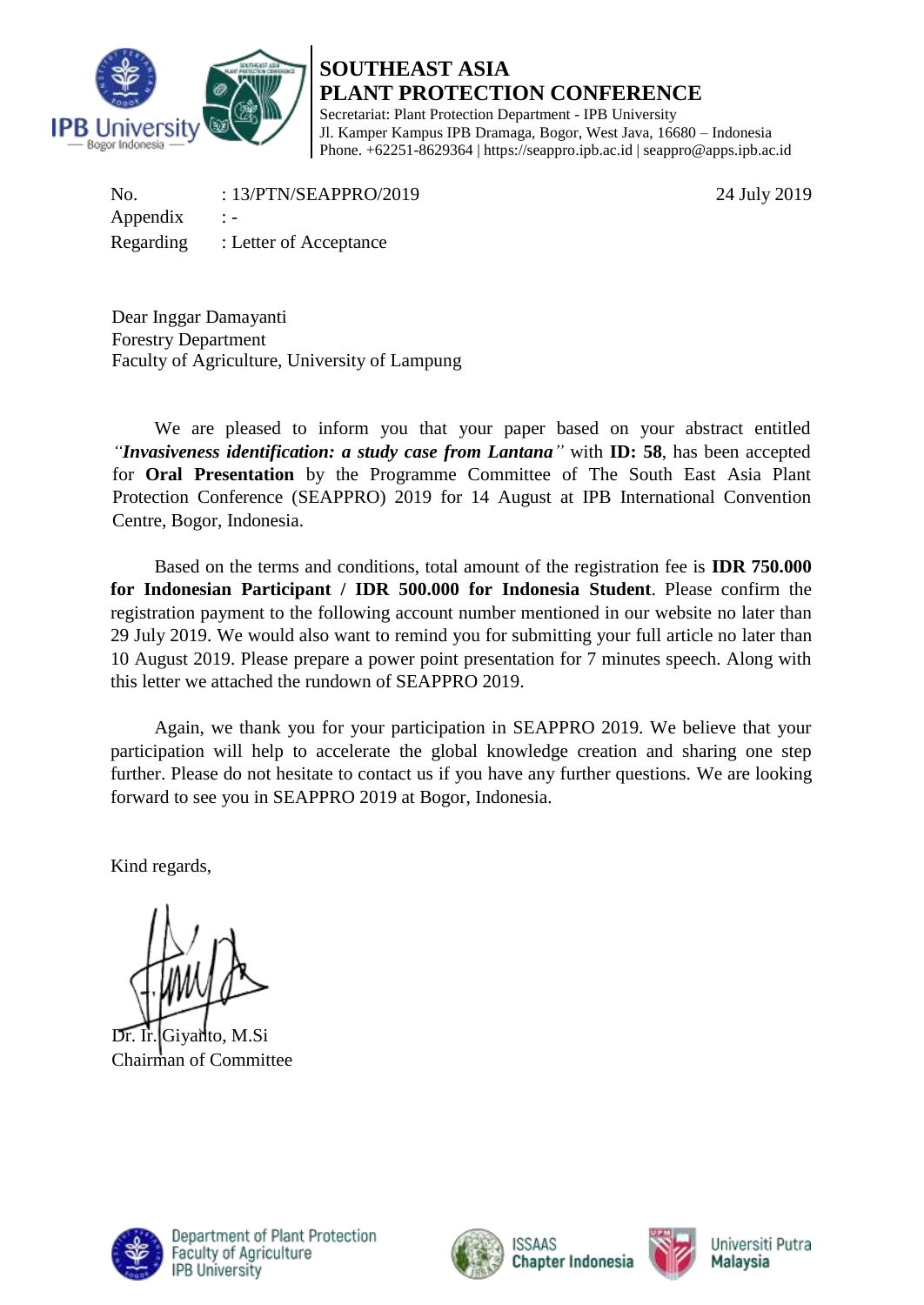# SOUTHEAST ASIA PLANT PROTECTION CONFERENCE

Secretariat: Plant Protection Department - IPB University
Jl. Kamper Kampus IPB Dramaga, Bogor, West Java, 16680 – Indonesia
Phone. +62251-8629364 | https://seappro.ipb.ac.id | seappro@apps.ipb.ac.id

No. : 13/PTN/SEAPPRO/2019
Appendix : -
Regarding : Letter of Acceptance

24 July 2019

Dear Inggar Damayanti
Forestry Department
Faculty of Agriculture, University of Lampung

We are pleased to inform you that your paper based on your abstract entitled *"**Invasiveness identification: a study case from Lantana**"* with **ID: 58**, has been accepted for **Oral Presentation** by the Programme Committee of The South East Asia Plant Protection Conference (SEAPPRO) 2019 for 14 August at IPB International Convention Centre, Bogor, Indonesia.

Based on the terms and conditions, total amount of the registration fee is **IDR 750.000 for Indonesian Participant / IDR 500.000 for Indonesia Student**. Please confirm the registration payment to the following account number mentioned in our website no later than 29 July 2019. We would also want to remind you for submitting your full article no later than 10 August 2019. Please prepare a power point presentation for 7 minutes speech. Along with this letter we attached the rundown of SEAPPRO 2019.

Again, we thank you for your participation in SEAPPRO 2019. We believe that your participation will help to accelerate the global knowledge creation and sharing one step further. Please do not hesitate to contact us if you have any further questions. We are looking forward to see you in SEAPPRO 2019 at Bogor, Indonesia.

Kind regards,

Dr. Ir. Giyanto, M.Si
Chairman of Committee

Department of Plant Protection
Faculty of Agriculture
IPB University

ISSAAS Chapter Indonesia

Universiti Putra Malaysia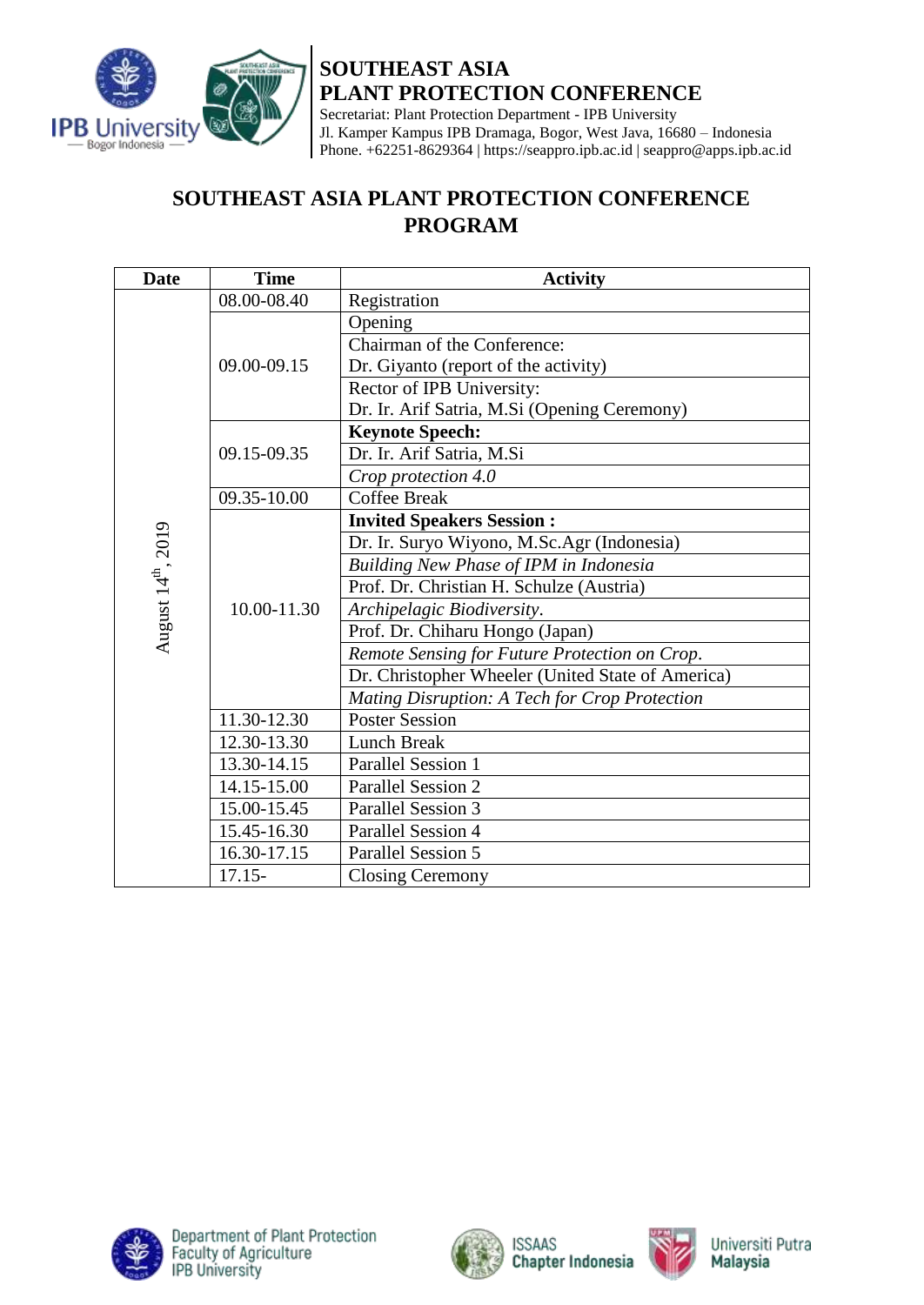# SOUTHEAST ASIA PLANT PROTECTION CONFERENCE

Secretariat: Plant Protection Department - IPB University
Jl. Kamper Kampus IPB Dramaga, Bogor, West Java, 16680 – Indonesia
Phone. +62251-8629364 | https://seappro.ipb.ac.id | seappro@apps.ipb.ac.id

## SOUTHEAST ASIA PLANT PROTECTION CONFERENCE PROGRAM

| Date | Time | Activity |
|---|---|---|
| August 14th, 2019 | 08.00-08.40 | Registration |
| | 09.00-09.15 | Opening |
| | | Chairman of the Conference: Dr. Giyanto (report of the activity) |
| | | Rector of IPB University: Dr. Ir. Arif Satria, M.Si (Opening Ceremony) |
| | 09.15-09.35 | **Keynote Speech:** |
| | | Dr. Ir. Arif Satria, M.Si |
| | | *Crop protection 4.0* |
| | 09.35-10.00 | Coffee Break |
| | 10.00-11.30 | **Invited Speakers Session :** |
| | | Dr. Ir. Suryo Wiyono, M.Sc.Agr (Indonesia) |
| | | *Building New Phase of IPM in Indonesia* |
| | | Prof. Dr. Christian H. Schulze (Austria) |
| | | *Archipelagic Biodiversity*. |
| | | Prof. Dr. Chiharu Hongo (Japan) |
| | | *Remote Sensing for Future Protection on Crop*. |
| | | Dr. Christopher Wheeler (United State of America) |
| | | *Mating Disruption: A Tech for Crop Protection* |
| | 11.30-12.30 | Poster Session |
| | 12.30-13.30 | Lunch Break |
| | 13.30-14.15 | Parallel Session 1 |
| | 14.15-15.00 | Parallel Session 2 |
| | 15.00-15.45 | Parallel Session 3 |
| | 15.45-16.30 | Parallel Session 4 |
| | 16.30-17.15 | Parallel Session 5 |
| | 17.15- | Closing Ceremony |

Department of Plant Protection
Faculty of Agriculture
IPB University

ISSAAS Chapter Indonesia

Universiti Putra Malaysia